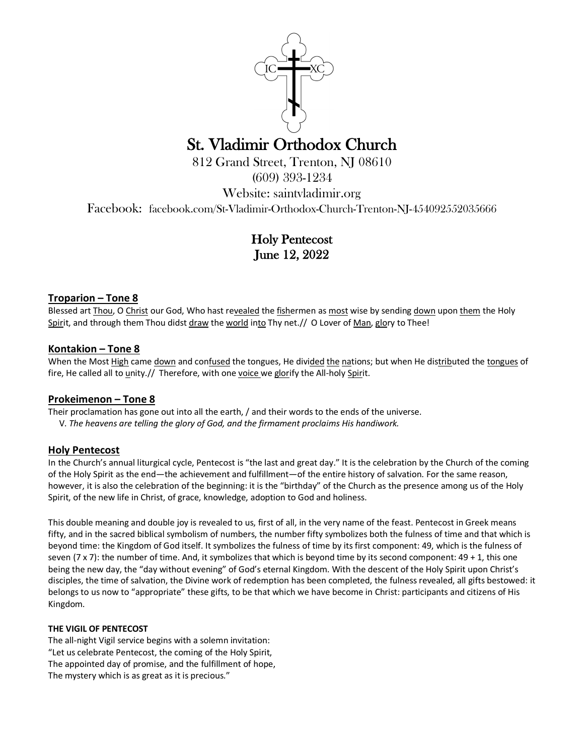# St. Vladimir Orthodox Church

812 Grand Street, Trenton, NJ 08610
(609) 393-1234
Website: saintvladimir.org
Facebook: facebook.com/St-Vladimir-Orthodox-Church-Trenton-NJ-454092552035666

## Holy Pentecost
## June 12, 2022

### Troparion – Tone 8

Blessed art Thou, O Christ our God, Who hast revealed the fishermen as most wise by sending down upon them the Holy Spirit, and through them Thou didst draw the world into Thy net.// O Lover of Man, glory to Thee!

### Kontakion – Tone 8

When the Most High came down and confused the tongues, He divided the nations; but when He distributed the tongues of fire, He called all to unity.// Therefore, with one voice we glorify the All-holy Spirit.

### Prokeimenon – Tone 8

Their proclamation has gone out into all the earth, / and their words to the ends of the universe.
V. *The heavens are telling the glory of God, and the firmament proclaims His handiwork.*

### Holy Pentecost

In the Church's annual liturgical cycle, Pentecost is "the last and great day." It is the celebration by the Church of the coming of the Holy Spirit as the end—the achievement and fulfillment—of the entire history of salvation. For the same reason, however, it is also the celebration of the beginning: it is the "birthday" of the Church as the presence among us of the Holy Spirit, of the new life in Christ, of grace, knowledge, adoption to God and holiness.

This double meaning and double joy is revealed to us, first of all, in the very name of the feast. Pentecost in Greek means fifty, and in the sacred biblical symbolism of numbers, the number fifty symbolizes both the fulness of time and that which is beyond time: the Kingdom of God itself. It symbolizes the fulness of time by its first component: 49, which is the fulness of seven (7 x 7): the number of time. And, it symbolizes that which is beyond time by its second component: 49 + 1, this one being the new day, the "day without evening" of God's eternal Kingdom. With the descent of the Holy Spirit upon Christ's disciples, the time of salvation, the Divine work of redemption has been completed, the fulness revealed, all gifts bestowed: it belongs to us now to "appropriate" these gifts, to be that which we have become in Christ: participants and citizens of His Kingdom.

**THE VIGIL OF PENTECOST**

The all-night Vigil service begins with a solemn invitation:
"Let us celebrate Pentecost, the coming of the Holy Spirit,
The appointed day of promise, and the fulfillment of hope,
The mystery which is as great as it is precious."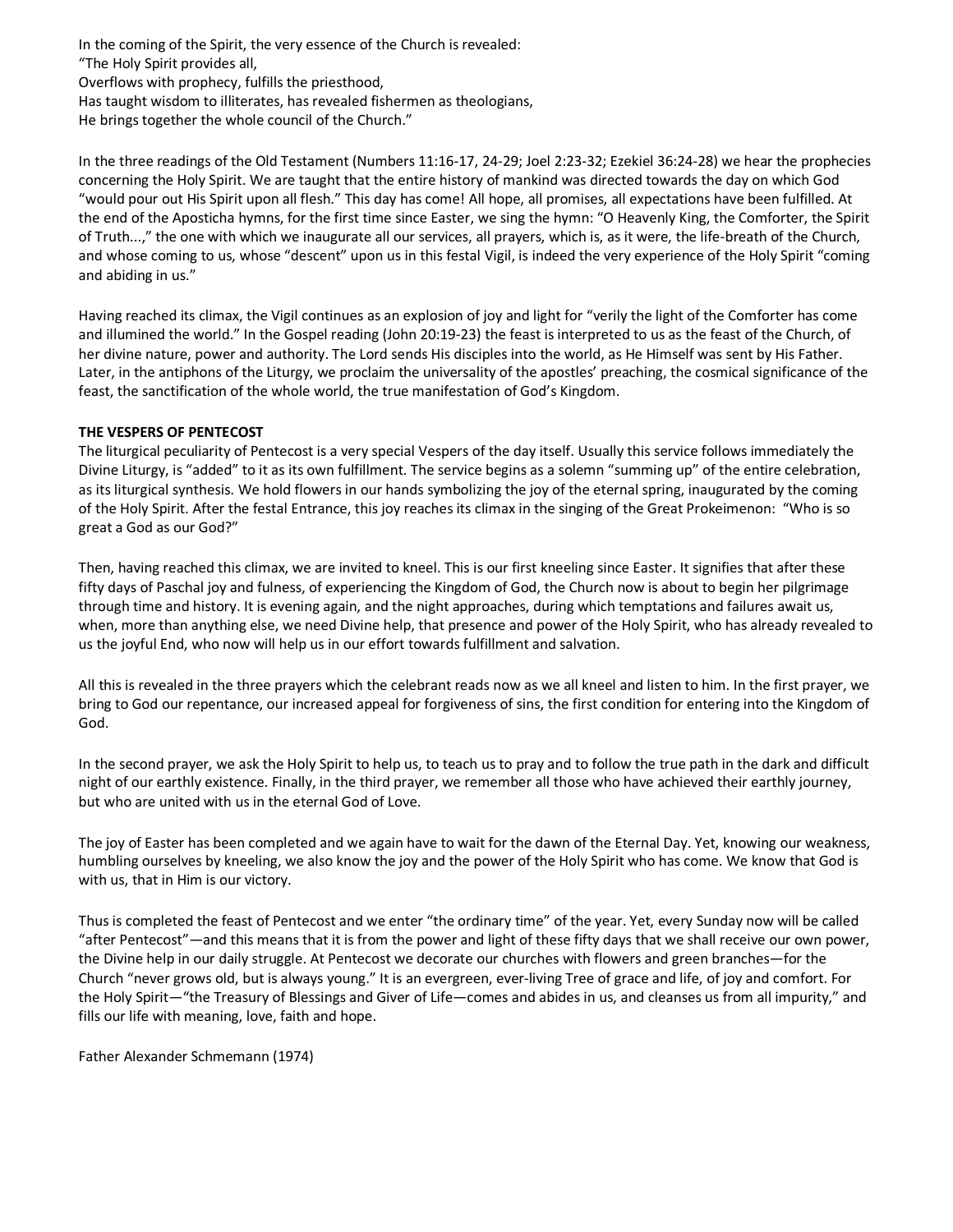In the coming of the Spirit, the very essence of the Church is revealed:
"The Holy Spirit provides all,
Overflows with prophecy, fulfills the priesthood,
Has taught wisdom to illiterates, has revealed fishermen as theologians,
He brings together the whole council of the Church."

In the three readings of the Old Testament (Numbers 11:16-17, 24-29; Joel 2:23-32; Ezekiel 36:24-28) we hear the prophecies concerning the Holy Spirit. We are taught that the entire history of mankind was directed towards the day on which God "would pour out His Spirit upon all flesh." This day has come! All hope, all promises, all expectations have been fulfilled. At the end of the Aposticha hymns, for the first time since Easter, we sing the hymn: "O Heavenly King, the Comforter, the Spirit of Truth...," the one with which we inaugurate all our services, all prayers, which is, as it were, the life-breath of the Church, and whose coming to us, whose "descent" upon us in this festal Vigil, is indeed the very experience of the Holy Spirit "coming and abiding in us."

Having reached its climax, the Vigil continues as an explosion of joy and light for "verily the light of the Comforter has come and illumined the world." In the Gospel reading (John 20:19-23) the feast is interpreted to us as the feast of the Church, of her divine nature, power and authority. The Lord sends His disciples into the world, as He Himself was sent by His Father. Later, in the antiphons of the Liturgy, we proclaim the universality of the apostles' preaching, the cosmical significance of the feast, the sanctification of the whole world, the true manifestation of God's Kingdom.

**THE VESPERS OF PENTECOST**

The liturgical peculiarity of Pentecost is a very special Vespers of the day itself. Usually this service follows immediately the Divine Liturgy, is "added" to it as its own fulfillment. The service begins as a solemn "summing up" of the entire celebration, as its liturgical synthesis. We hold flowers in our hands symbolizing the joy of the eternal spring, inaugurated by the coming of the Holy Spirit. After the festal Entrance, this joy reaches its climax in the singing of the Great Prokeimenon: "Who is so great a God as our God?"

Then, having reached this climax, we are invited to kneel. This is our first kneeling since Easter. It signifies that after these fifty days of Paschal joy and fulness, of experiencing the Kingdom of God, the Church now is about to begin her pilgrimage through time and history. It is evening again, and the night approaches, during which temptations and failures await us, when, more than anything else, we need Divine help, that presence and power of the Holy Spirit, who has already revealed to us the joyful End, who now will help us in our effort towards fulfillment and salvation.

All this is revealed in the three prayers which the celebrant reads now as we all kneel and listen to him. In the first prayer, we bring to God our repentance, our increased appeal for forgiveness of sins, the first condition for entering into the Kingdom of God.

In the second prayer, we ask the Holy Spirit to help us, to teach us to pray and to follow the true path in the dark and difficult night of our earthly existence. Finally, in the third prayer, we remember all those who have achieved their earthly journey, but who are united with us in the eternal God of Love.

The joy of Easter has been completed and we again have to wait for the dawn of the Eternal Day. Yet, knowing our weakness, humbling ourselves by kneeling, we also know the joy and the power of the Holy Spirit who has come. We know that God is with us, that in Him is our victory.

Thus is completed the feast of Pentecost and we enter "the ordinary time" of the year. Yet, every Sunday now will be called "after Pentecost"—and this means that it is from the power and light of these fifty days that we shall receive our own power, the Divine help in our daily struggle. At Pentecost we decorate our churches with flowers and green branches—for the Church "never grows old, but is always young." It is an evergreen, ever-living Tree of grace and life, of joy and comfort. For the Holy Spirit—"the Treasury of Blessings and Giver of Life—comes and abides in us, and cleanses us from all impurity," and fills our life with meaning, love, faith and hope.

Father Alexander Schmemann (1974)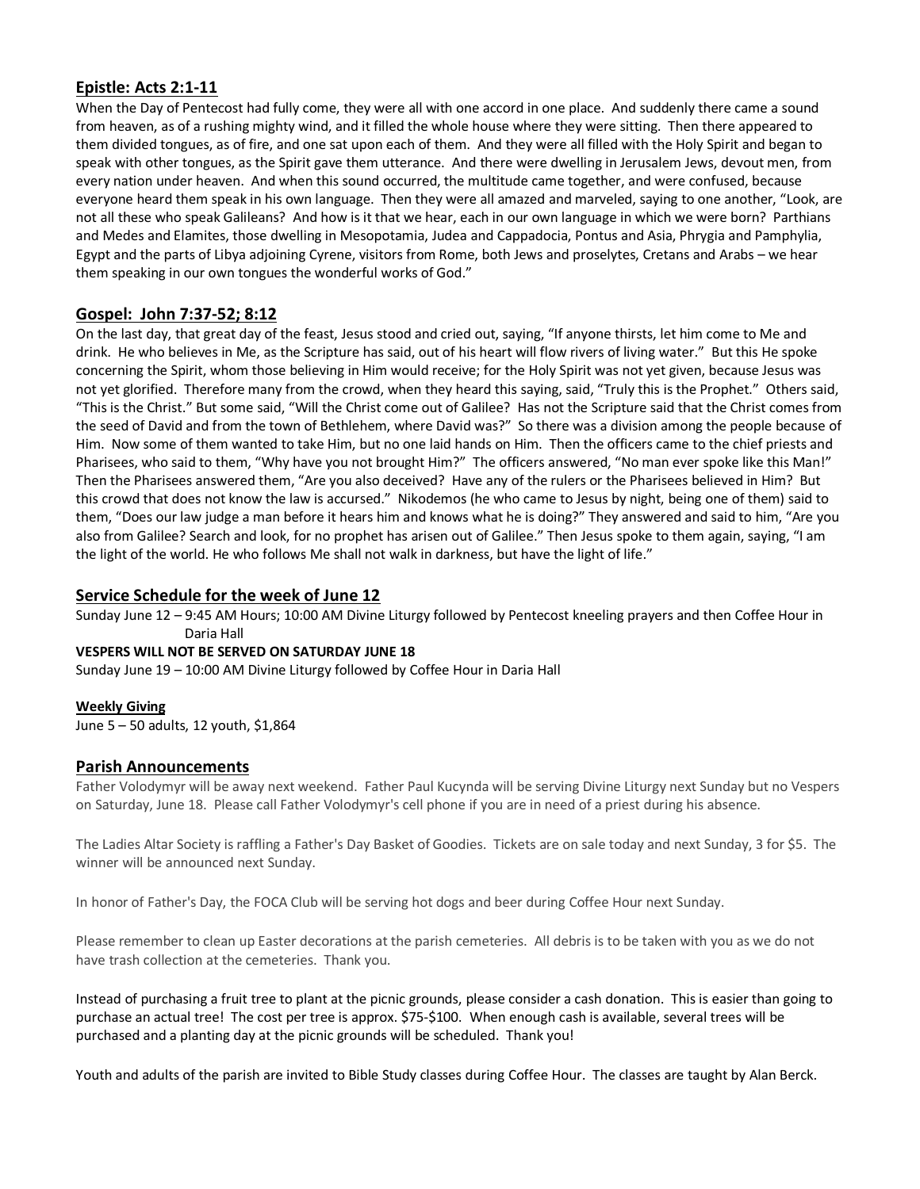## Epistle: Acts 2:1-11

When the Day of Pentecost had fully come, they were all with one accord in one place. And suddenly there came a sound from heaven, as of a rushing mighty wind, and it filled the whole house where they were sitting. Then there appeared to them divided tongues, as of fire, and one sat upon each of them. And they were all filled with the Holy Spirit and began to speak with other tongues, as the Spirit gave them utterance. And there were dwelling in Jerusalem Jews, devout men, from every nation under heaven. And when this sound occurred, the multitude came together, and were confused, because everyone heard them speak in his own language. Then they were all amazed and marveled, saying to one another, "Look, are not all these who speak Galileans? And how is it that we hear, each in our own language in which we were born? Parthians and Medes and Elamites, those dwelling in Mesopotamia, Judea and Cappadocia, Pontus and Asia, Phrygia and Pamphylia, Egypt and the parts of Libya adjoining Cyrene, visitors from Rome, both Jews and proselytes, Cretans and Arabs – we hear them speaking in our own tongues the wonderful works of God."

## Gospel: John 7:37-52; 8:12

On the last day, that great day of the feast, Jesus stood and cried out, saying, "If anyone thirsts, let him come to Me and drink. He who believes in Me, as the Scripture has said, out of his heart will flow rivers of living water." But this He spoke concerning the Spirit, whom those believing in Him would receive; for the Holy Spirit was not yet given, because Jesus was not yet glorified. Therefore many from the crowd, when they heard this saying, said, "Truly this is the Prophet." Others said, "This is the Christ." But some said, "Will the Christ come out of Galilee?" Has not the Scripture said that the Christ comes from the seed of David and from the town of Bethlehem, where David was?" So there was a division among the people because of Him. Now some of them wanted to take Him, but no one laid hands on Him. Then the officers came to the chief priests and Pharisees, who said to them, "Why have you not brought Him?" The officers answered, "No man ever spoke like this Man!" Then the Pharisees answered them, "Are you also deceived? Have any of the rulers or the Pharisees believed in Him? But this crowd that does not know the law is accursed." Nikodemos (he who came to Jesus by night, being one of them) said to them, "Does our law judge a man before it hears him and knows what he is doing?" They answered and said to him, "Are you also from Galilee? Search and look, for no prophet has arisen out of Galilee." Then Jesus spoke to them again, saying, "I am the light of the world. He who follows Me shall not walk in darkness, but have the light of life."

## Service Schedule for the week of June 12

Sunday June 12 – 9:45 AM Hours; 10:00 AM Divine Liturgy followed by Pentecost kneeling prayers and then Coffee Hour in Daria Hall

**VESPERS WILL NOT BE SERVED ON SATURDAY JUNE 18**

Sunday June 19 – 10:00 AM Divine Liturgy followed by Coffee Hour in Daria Hall

### Weekly Giving

June 5 – 50 adults, 12 youth, $1,864

## Parish Announcements

Father Volodymyr will be away next weekend. Father Paul Kucynda will be serving Divine Liturgy next Sunday but no Vespers on Saturday, June 18. Please call Father Volodymyr's cell phone if you are in need of a priest during his absence.

The Ladies Altar Society is raffling a Father's Day Basket of Goodies. Tickets are on sale today and next Sunday, 3 for $5. The winner will be announced next Sunday.

In honor of Father's Day, the FOCA Club will be serving hot dogs and beer during Coffee Hour next Sunday.

Please remember to clean up Easter decorations at the parish cemeteries. All debris is to be taken with you as we do not have trash collection at the cemeteries. Thank you.

Instead of purchasing a fruit tree to plant at the picnic grounds, please consider a cash donation. This is easier than going to purchase an actual tree! The cost per tree is approx. $75-$100. When enough cash is available, several trees will be purchased and a planting day at the picnic grounds will be scheduled. Thank you!

Youth and adults of the parish are invited to Bible Study classes during Coffee Hour. The classes are taught by Alan Berck.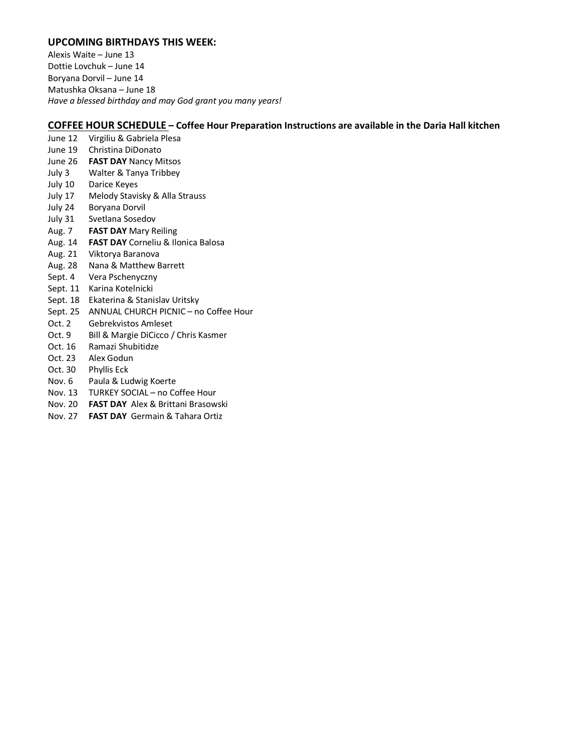## UPCOMING BIRTHDAYS THIS WEEK:

Alexis Waite – June 13
Dottie Lovchuk – June 14
Boryana Dorvil – June 14
Matushka Oksana – June 18
*Have a blessed birthday and may God grant you many years!*

## COFFEE HOUR SCHEDULE – Coffee Hour Preparation Instructions are available in the Daria Hall kitchen

| | |
|---|---|
| June 12 | Virgiliu & Gabriela Plesa |
| June 19 | Christina DiDonato |
| June 26 | **FAST DAY** Nancy Mitsos |
| July 3 | Walter & Tanya Tribbey |
| July 10 | Darice Keyes |
| July 17 | Melody Stavisky & Alla Strauss |
| July 24 | Boryana Dorvil |
| July 31 | Svetlana Sosedov |
| Aug. 7 | **FAST DAY** Mary Reiling |
| Aug. 14 | **FAST DAY** Corneliu & Ilonica Balosa |
| Aug. 21 | Viktorya Baranova |
| Aug. 28 | Nana & Matthew Barrett |
| Sept. 4 | Vera Pschenyczny |
| Sept. 11 | Karina Kotelnicki |
| Sept. 18 | Ekaterina & Stanislav Uritsky |
| Sept. 25 | ANNUAL CHURCH PICNIC – no Coffee Hour |
| Oct. 2 | Gebrekvistos Amleset |
| Oct. 9 | Bill & Margie DiCicco / Chris Kasmer |
| Oct. 16 | Ramazi Shubitidze |
| Oct. 23 | Alex Godun |
| Oct. 30 | Phyllis Eck |
| Nov. 6 | Paula & Ludwig Koerte |
| Nov. 13 | TURKEY SOCIAL – no Coffee Hour |
| Nov. 20 | **FAST DAY** Alex & Brittani Brasowski |
| Nov. 27 | **FAST DAY** Germain & Tahara Ortiz |